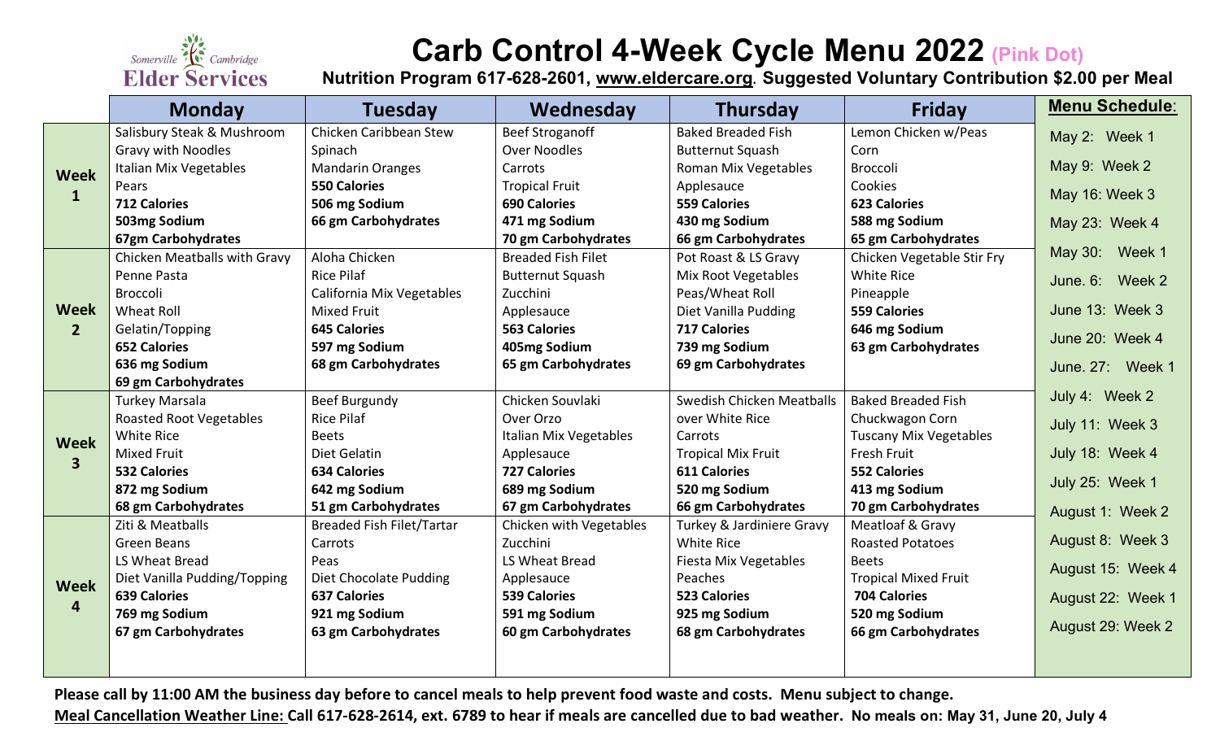Somerville Cambridge **Elder Services**

# Carb Control 4-Week Cycle Menu 2022 (Pink Dot)

**Nutrition Program 617-628-2601, www.eldercare.org. Suggested Voluntary Contribution $2.00 per Meal**

| | Monday | Tuesday | Wednesday | Thursday | Friday |
|---|---|---|---|---|---|
| **Week 1** | Salisbury Steak & Mushroom Gravy with Noodles<br>Italian Mix Vegetables<br>Pears<br>**712 Calories**<br>**503mg Sodium**<br>**67gm Carbohydrates** | Chicken Caribbean Stew<br>Spinach<br>Mandarin Oranges<br>**550 Calories**<br>**506 mg Sodium**<br>**66 gm Carbohydrates** | Beef Stroganoff<br>Over Noodles<br>Carrots<br>Tropical Fruit<br>**690 Calories**<br>**471 mg Sodium**<br>**70 gm Carbohydrates** | Baked Breaded Fish<br>Butternut Squash<br>Roman Mix Vegetables<br>Applesauce<br>**559 Calories**<br>**430 mg Sodium**<br>**66 gm Carbohydrates** | Lemon Chicken w/Peas<br>Corn<br>Broccoli<br>Cookies<br>**623 Calories**<br>**588 mg Sodium**<br>**65 gm Carbohydrates** |
| **Week 2** | Chicken Meatballs with Gravy<br>Penne Pasta<br>Broccoli<br>Wheat Roll<br>Gelatin/Topping<br>**652 Calories**<br>**636 mg Sodium**<br>**69 gm Carbohydrates** | Aloha Chicken<br>Rice Pilaf<br>California Mix Vegetables<br>Mixed Fruit<br>**645 Calories**<br>**597 mg Sodium**<br>**68 gm Carbohydrates** | Breaded Fish Filet<br>Butternut Squash<br>Zucchini<br>Applesauce<br>**563 Calories**<br>**405mg Sodium**<br>**65 gm Carbohydrates** | Pot Roast & LS Gravy<br>Mix Root Vegetables<br>Peas/Wheat Roll<br>Diet Vanilla Pudding<br>**717 Calories**<br>**739 mg Sodium**<br>**69 gm Carbohydrates** | Chicken Vegetable Stir Fry<br>White Rice<br>Pineapple<br>**559 Calories**<br>**646 mg Sodium**<br>**63 gm Carbohydrates** |
| **Week 3** | Turkey Marsala<br>Roasted Root Vegetables<br>White Rice<br>Mixed Fruit<br>**532 Calories**<br>**872 mg Sodium**<br>**68 gm Carbohydrates** | Beef Burgundy<br>Rice Pilaf<br>Beets<br>Diet Gelatin<br>**634 Calories**<br>**642 mg Sodium**<br>**51 gm Carbohydrates** | Chicken Souvlaki<br>Over Orzo<br>Italian Mix Vegetables<br>Applesauce<br>**727 Calories**<br>**689 mg Sodium**<br>**67 gm Carbohydrates** | Swedish Chicken Meatballs over White Rice<br>Carrots<br>Tropical Mix Fruit<br>**611 Calories**<br>**520 mg Sodium**<br>**66 gm Carbohydrates** | Baked Breaded Fish<br>Chuckwagon Corn<br>Tuscany Mix Vegetables<br>Fresh Fruit<br>**552 Calories**<br>**413 mg Sodium**<br>**70 gm Carbohydrates** |
| **Week 4** | Ziti & Meatballs<br>Green Beans<br>LS Wheat Bread<br>Diet Vanilla Pudding/Topping<br>**639 Calories**<br>**769 mg Sodium**<br>**67 gm Carbohydrates** | Breaded Fish Filet/Tartar<br>Carrots<br>Peas<br>Diet Chocolate Pudding<br>**637 Calories**<br>**921 mg Sodium**<br>**63 gm Carbohydrates** | Chicken with Vegetables<br>Zucchini<br>LS Wheat Bread<br>Applesauce<br>**539 Calories**<br>**591 mg Sodium**<br>**60 gm Carbohydrates** | Turkey & Jardiniere Gravy<br>White Rice<br>Fiesta Mix Vegetables<br>Peaches<br>**523 Calories**<br>**925 mg Sodium**<br>**68 gm Carbohydrates** | Meatloaf & Gravy<br>Roasted Potatoes<br>Beets<br>Tropical Mixed Fruit<br>**704 Calories**<br>**520 mg Sodium**<br>**66 gm Carbohydrates** |

**Menu Schedule:**

- May 2: Week 1
- May 9: Week 2
- May 16: Week 3
- May 23: Week 4
- May 30: Week 1
- June. 6: Week 2
- June 13: Week 3
- June 20: Week 4
- June. 27: Week 1
- July 4: Week 2
- July 11: Week 3
- July 18: Week 4
- July 25: Week 1
- August 1: Week 2
- August 8: Week 3
- August 15: Week 4
- August 22: Week 1
- August 29: Week 2

**Please call by 11:00 AM the business day before to cancel meals to help prevent food waste and costs. Menu subject to change.**

**Meal Cancellation Weather Line: Call 617-628-2614, ext. 6789 to hear if meals are cancelled due to bad weather. No meals on: May 31, June 20, July 4**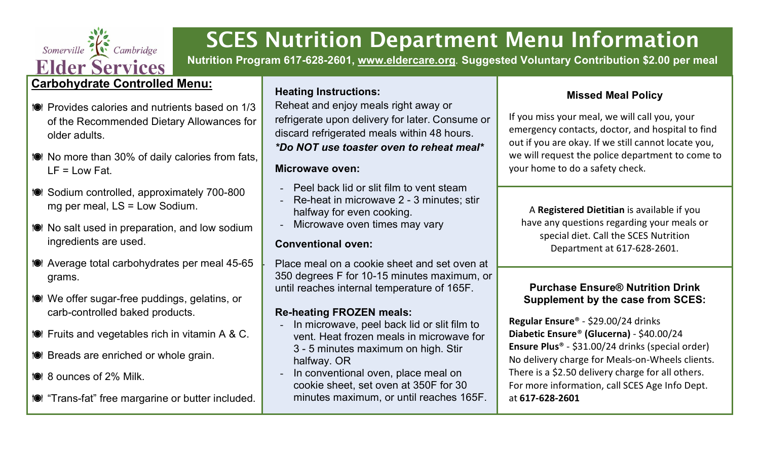Somerville Cambridge Elder Services

# SCES Nutrition Department Menu Information

**Nutrition Program 617-628-2601, www.eldercare.org. Suggested Voluntary Contribution $2.00 per meal**

## Carbohydrate Controlled Menu:

- Provides calories and nutrients based on 1/3 of the Recommended Dietary Allowances for older adults.
- No more than 30% of daily calories from fats, LF = Low Fat.
- Sodium controlled, approximately 700-800 mg per meal, LS = Low Sodium.
- No salt used in preparation, and low sodium ingredients are used.
- Average total carbohydrates per meal 45-65 grams.
- We offer sugar-free puddings, gelatins, or carb-controlled baked products.
- Fruits and vegetables rich in vitamin A & C.
- Breads are enriched or whole grain.
- 8 ounces of 2% Milk.
- "Trans-fat" free margarine or butter included.

### Heating Instructions:

Reheat and enjoy meals right away or refrigerate upon delivery for later. Consume or discard refrigerated meals within 48 hours.
***Do NOT use toaster oven to reheat meal***

**Microwave oven:**

- Peel back lid or slit film to vent steam
- Re-heat in microwave 2 - 3 minutes; stir halfway for even cooking.
- Microwave oven times may vary

**Conventional oven:**

Place meal on a cookie sheet and set oven at 350 degrees F for 10-15 minutes maximum, or until reaches internal temperature of 165F.

**Re-heating FROZEN meals:**

- In microwave, peel back lid or slit film to vent. Heat frozen meals in microwave for 3 - 5 minutes maximum on high. Stir halfway. OR
- In conventional oven, place meal on cookie sheet, set oven at 350F for 30 minutes maximum, or until reaches 165F.

### Missed Meal Policy

If you miss your meal, we will call you, your emergency contacts, doctor, and hospital to find out if you are okay. If we still cannot locate you, we will request the police department to come to your home to do a safety check.

A **Registered Dietitian** is available if you have any questions regarding your meals or special diet. Call the SCES Nutrition Department at 617-628-2601.

### Purchase Ensure® Nutrition Drink Supplement by the case from SCES:

**Regular Ensure®** - $29.00/24 drinks
**Diabetic Ensure® (Glucerna)** - $40.00/24
**Ensure Plus®** - $31.00/24 drinks (special order)
No delivery charge for Meals-on-Wheels clients. There is a $2.50 delivery charge for all others. For more information, call SCES Age Info Dept. at **617-628-2601**